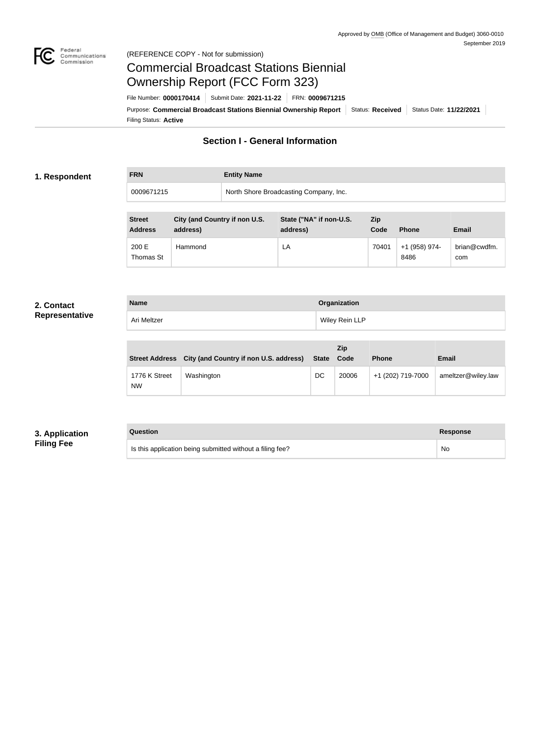Approved by OMB (Office of Management and Budget) 3060-0010
September 2019

(REFERENCE COPY - Not for submission)

# Commercial Broadcast Stations Biennial Ownership Report (FCC Form 323)

File Number: **0000170414** | Submit Date: **2021-11-22** | FRN: **0009671215**

Purpose: **Commercial Broadcast Stations Biennial Ownership Report** | Status: **Received** | Status Date: **11/22/2021**

Filing Status: **Active**

## Section I - General Information

### 1. Respondent

| FRN | Entity Name |
| --- | --- |
| 0009671215 | North Shore Broadcasting Company, Inc. |

| Street Address | City (and Country if non U.S. address) | State ("NA" if non-U.S. address) | Zip Code | Phone | Email |
| --- | --- | --- | --- | --- | --- |
| 200 E Thomas St | Hammond | LA | 70401 | +1 (958) 974-8486 | brian@cwdfm.com |

### 2. Contact Representative

| Name | Organization |
| --- | --- |
| Ari Meltzer | Wiley Rein LLP |

| Street Address | City (and Country if non U.S. address) | State | Zip Code | Phone | Email |
| --- | --- | --- | --- | --- | --- |
| 1776 K Street NW | Washington | DC | 20006 | +1 (202) 719-7000 | ameltzer@wiley.law |

### 3. Application Filing Fee

| Question | Response |
| --- | --- |
| Is this application being submitted without a filing fee? | No |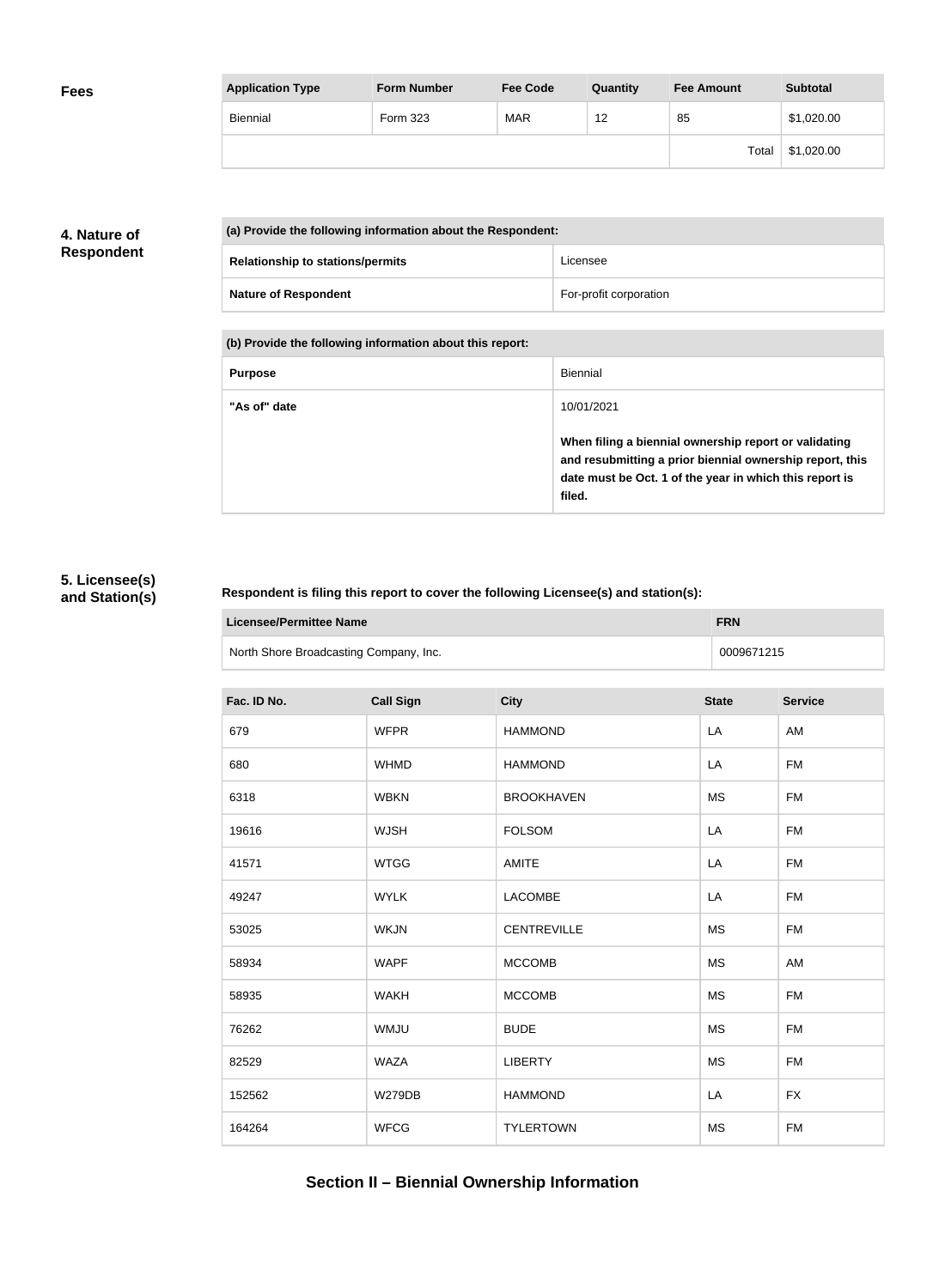## Fees

| Application Type | Form Number | Fee Code | Quantity | Fee Amount | Subtotal |
|---|---|---|---|---|---|
| Biennial | Form 323 | MAR | 12 | 85 | $1,020.00 |
| | | | | Total | $1,020.00 |

## 4. Nature of Respondent

| (a) Provide the following information about the Respondent: | |
|---|---|
| **Relationship to stations/permits** | Licensee |
| **Nature of Respondent** | For-profit corporation |

| (b) Provide the following information about this report: | |
|---|---|
| **Purpose** | Biennial |
| **"As of" date** | 10/01/2021<br><br>**When filing a biennial ownership report or validating and resubmitting a prior biennial ownership report, this date must be Oct. 1 of the year in which this report is filed.** |

## 5. Licensee(s) and Station(s)

**Respondent is filing this report to cover the following Licensee(s) and station(s):**

| Licensee/Permittee Name | FRN |
|---|---|
| North Shore Broadcasting Company, Inc. | 0009671215 |

| Fac. ID No. | Call Sign | City | State | Service |
|---|---|---|---|---|
| 679 | WFPR | HAMMOND | LA | AM |
| 680 | WHMD | HAMMOND | LA | FM |
| 6318 | WBKN | BROOKHAVEN | MS | FM |
| 19616 | WJSH | FOLSOM | LA | FM |
| 41571 | WTGG | AMITE | LA | FM |
| 49247 | WYLK | LACOMBE | LA | FM |
| 53025 | WKJN | CENTREVILLE | MS | FM |
| 58934 | WAPF | MCCOMB | MS | AM |
| 58935 | WAKH | MCCOMB | MS | FM |
| 76262 | WMJU | BUDE | MS | FM |
| 82529 | WAZA | LIBERTY | MS | FM |
| 152562 | W279DB | HAMMOND | LA | FX |
| 164264 | WFCG | TYLERTOWN | MS | FM |

## Section II – Biennial Ownership Information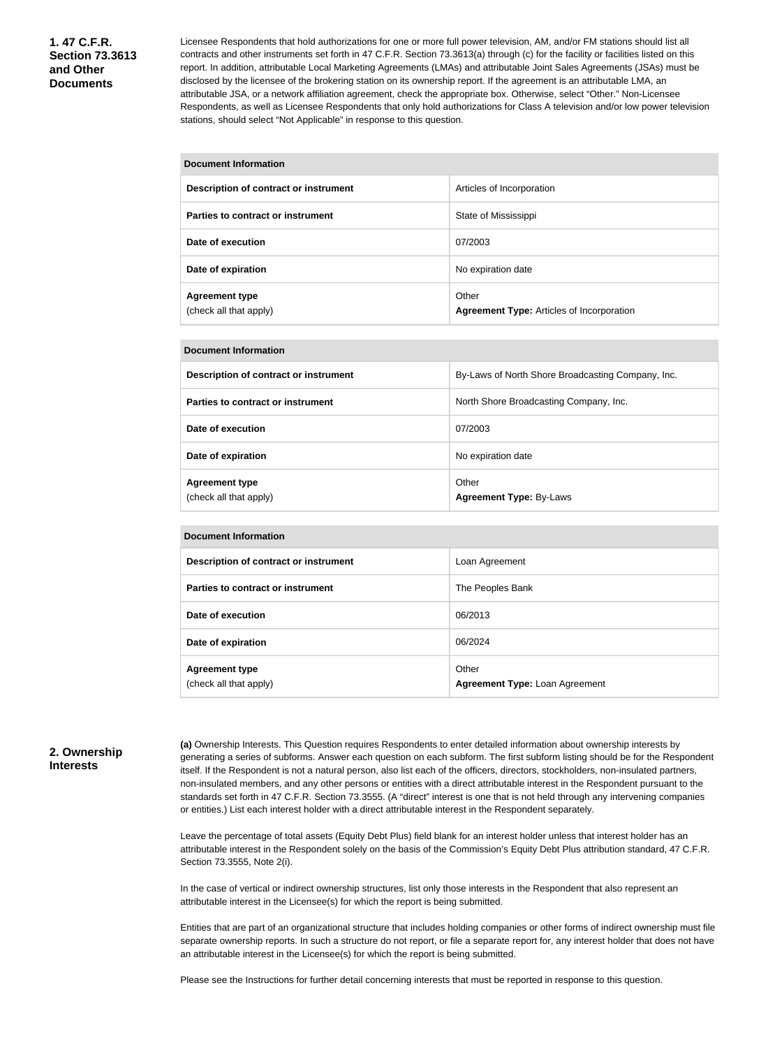## 1. 47 C.F.R. Section 73.3613 and Other Documents

Licensee Respondents that hold authorizations for one or more full power television, AM, and/or FM stations should list all contracts and other instruments set forth in 47 C.F.R. Section 73.3613(a) through (c) for the facility or facilities listed on this report. In addition, attributable Local Marketing Agreements (LMAs) and attributable Joint Sales Agreements (JSAs) must be disclosed by the licensee of the brokering station on its ownership report. If the agreement is an attributable LMA, an attributable JSA, or a network affiliation agreement, check the appropriate box. Otherwise, select "Other." Non-Licensee Respondents, as well as Licensee Respondents that only hold authorizations for Class A television and/or low power television stations, should select "Not Applicable" in response to this question.

| Document Information | |
|---|---|
| **Description of contract or instrument** | Articles of Incorporation |
| **Parties to contract or instrument** | State of Mississippi |
| **Date of execution** | 07/2003 |
| **Date of expiration** | No expiration date |
| **Agreement type** (check all that apply) | Other **Agreement Type:** Articles of Incorporation |

| Document Information | |
|---|---|
| **Description of contract or instrument** | By-Laws of North Shore Broadcasting Company, Inc. |
| **Parties to contract or instrument** | North Shore Broadcasting Company, Inc. |
| **Date of execution** | 07/2003 |
| **Date of expiration** | No expiration date |
| **Agreement type** (check all that apply) | Other **Agreement Type:** By-Laws |

| Document Information | |
|---|---|
| **Description of contract or instrument** | Loan Agreement |
| **Parties to contract or instrument** | The Peoples Bank |
| **Date of execution** | 06/2013 |
| **Date of expiration** | 06/2024 |
| **Agreement type** (check all that apply) | Other **Agreement Type:** Loan Agreement |

## 2. Ownership Interests

**(a)** Ownership Interests. This Question requires Respondents to enter detailed information about ownership interests by generating a series of subforms. Answer each question on each subform. The first subform listing should be for the Respondent itself. If the Respondent is not a natural person, also list each of the officers, directors, stockholders, non-insulated partners, non-insulated members, and any other persons or entities with a direct attributable interest in the Respondent pursuant to the standards set forth in 47 C.F.R. Section 73.3555. (A "direct" interest is one that is not held through any intervening companies or entities.) List each interest holder with a direct attributable interest in the Respondent separately.

Leave the percentage of total assets (Equity Debt Plus) field blank for an interest holder unless that interest holder has an attributable interest in the Respondent solely on the basis of the Commission's Equity Debt Plus attribution standard, 47 C.F.R. Section 73.3555, Note 2(i).

In the case of vertical or indirect ownership structures, list only those interests in the Respondent that also represent an attributable interest in the Licensee(s) for which the report is being submitted.

Entities that are part of an organizational structure that includes holding companies or other forms of indirect ownership must file separate ownership reports. In such a structure do not report, or file a separate report for, any interest holder that does not have an attributable interest in the Licensee(s) for which the report is being submitted.

Please see the Instructions for further detail concerning interests that must be reported in response to this question.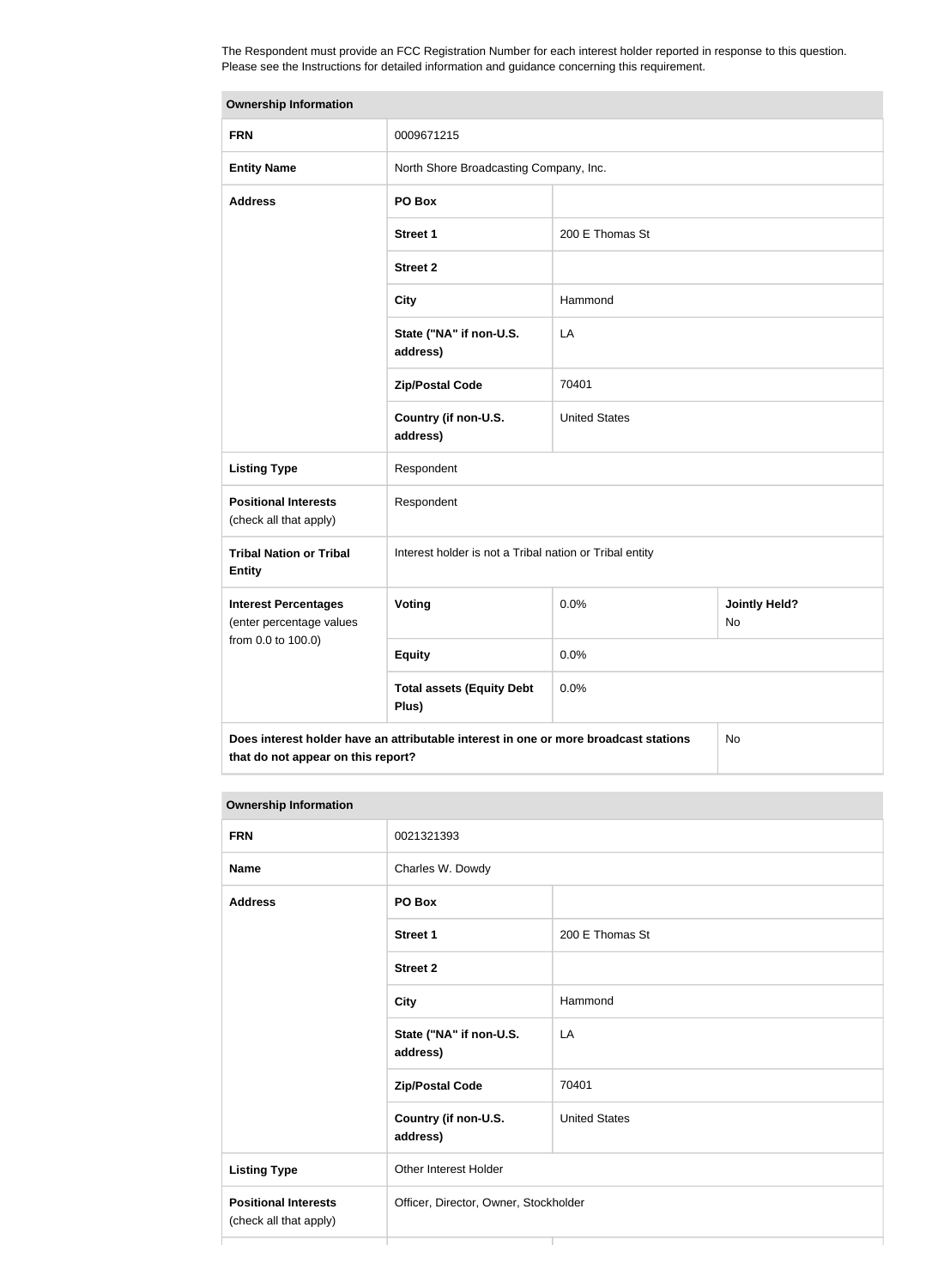The Respondent must provide an FCC Registration Number for each interest holder reported in response to this question. Please see the Instructions for detailed information and guidance concerning this requirement.

| Ownership Information | | | |
|---|---|---|---|
| **FRN** | 0009671215 | | |
| **Entity Name** | North Shore Broadcasting Company, Inc. | | |
| **Address** | **PO Box** | | |
| | **Street 1** | 200 E Thomas St | |
| | **Street 2** | | |
| | **City** | Hammond | |
| | **State ("NA" if non-U.S. address)** | LA | |
| | **Zip/Postal Code** | 70401 | |
| | **Country (if non-U.S. address)** | United States | |
| **Listing Type** | Respondent | | |
| **Positional Interests** (check all that apply) | Respondent | | |
| **Tribal Nation or Tribal Entity** | Interest holder is not a Tribal nation or Tribal entity | | |
| **Interest Percentages** (enter percentage values from 0.0 to 100.0) | **Voting** | 0.0% | **Jointly Held?** No |
| | **Equity** | 0.0% | |
| | **Total assets (Equity Debt Plus)** | 0.0% | |
| **Does interest holder have an attributable interest in one or more broadcast stations that do not appear on this report?** | | | No |

| Ownership Information | | |
|---|---|---|
| **FRN** | 0021321393 | |
| **Name** | Charles W. Dowdy | |
| **Address** | **PO Box** | |
| | **Street 1** | 200 E Thomas St |
| | **Street 2** | |
| | **City** | Hammond |
| | **State ("NA" if non-U.S. address)** | LA |
| | **Zip/Postal Code** | 70401 |
| | **Country (if non-U.S. address)** | United States |
| **Listing Type** | Other Interest Holder | |
| **Positional Interests** (check all that apply) | Officer, Director, Owner, Stockholder | |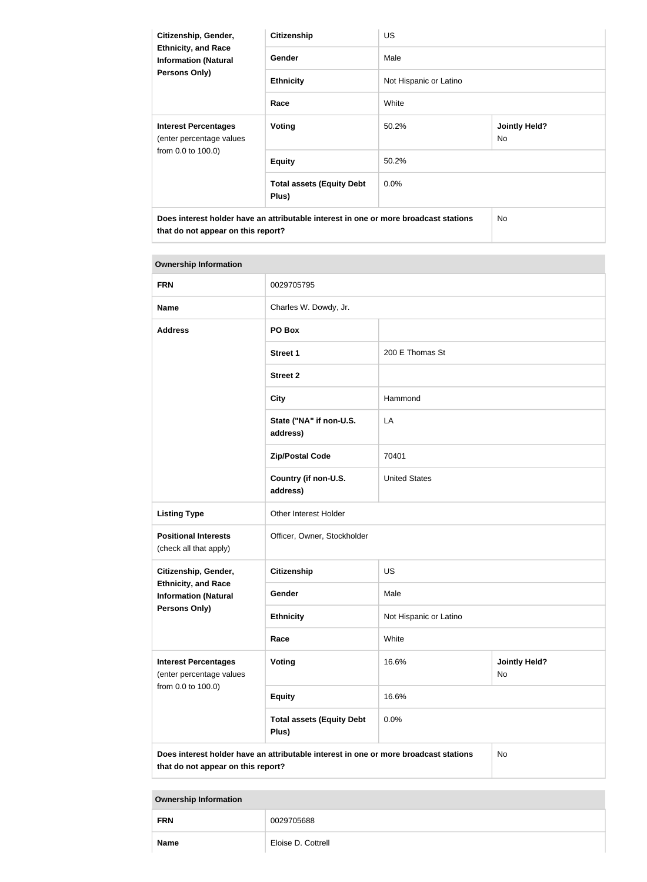| Citizenship, Gender, Ethnicity, and Race Information (Natural Persons Only) | Citizenship | US | |
|---|---|---|---|
| | Gender | Male | |
| | Ethnicity | Not Hispanic or Latino | |
| | Race | White | |
| Interest Percentages (enter percentage values from 0.0 to 100.0) | Voting | 50.2% | Jointly Held? No |
| | Equity | 50.2% | |
| | Total assets (Equity Debt Plus) | 0.0% | |
| Does interest holder have an attributable interest in one or more broadcast stations that do not appear on this report? | | | No |

| Ownership Information | | | |
|---|---|---|---|
| FRN | 0029705795 | | |
| Name | Charles W. Dowdy, Jr. | | |
| Address | PO Box | | |
| | Street 1 | 200 E Thomas St | |
| | Street 2 | | |
| | City | Hammond | |
| | State ("NA" if non-U.S. address) | LA | |
| | Zip/Postal Code | 70401 | |
| | Country (if non-U.S. address) | United States | |
| Listing Type | Other Interest Holder | | |
| Positional Interests (check all that apply) | Officer, Owner, Stockholder | | |
| Citizenship, Gender, Ethnicity, and Race Information (Natural Persons Only) | Citizenship | US | |
| | Gender | Male | |
| | Ethnicity | Not Hispanic or Latino | |
| | Race | White | |
| Interest Percentages (enter percentage values from 0.0 to 100.0) | Voting | 16.6% | Jointly Held? No |
| | Equity | 16.6% | |
| | Total assets (Equity Debt Plus) | 0.0% | |
| Does interest holder have an attributable interest in one or more broadcast stations that do not appear on this report? | | | No |

| Ownership Information | |
|---|---|
| FRN | 0029705688 |
| Name | Eloise D. Cottrell |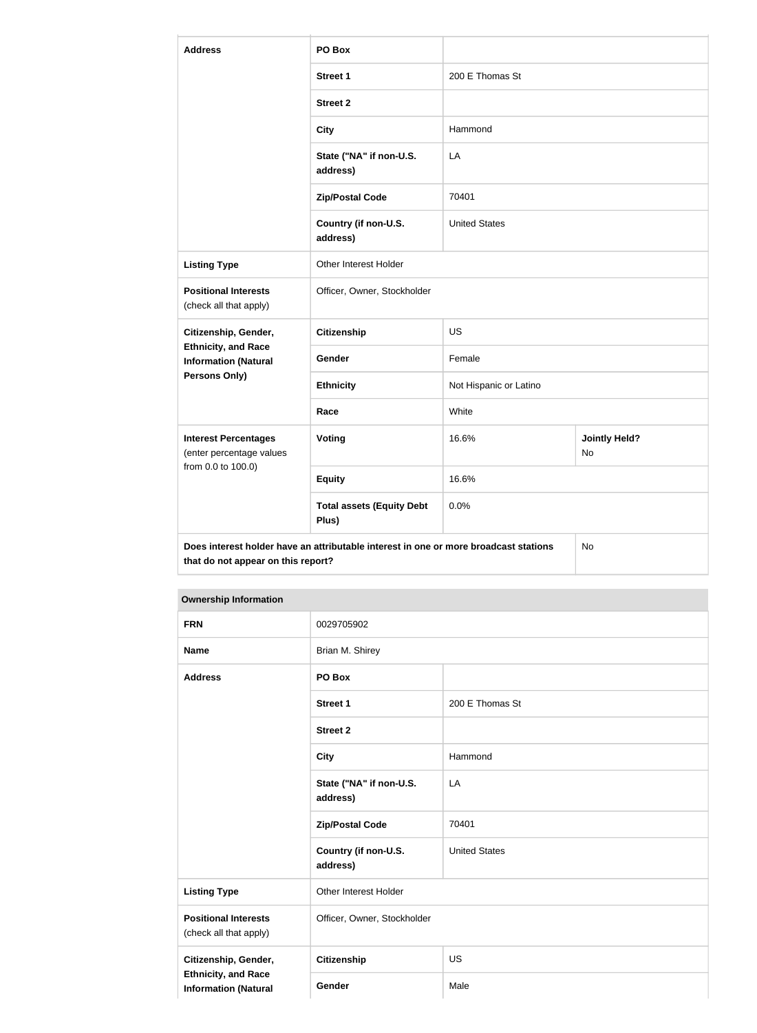| Address | PO Box | | |
|---|---|---|---|
| | Street 1 | 200 E Thomas St | |
| | Street 2 | | |
| | City | Hammond | |
| | State ("NA" if non-U.S. address) | LA | |
| | Zip/Postal Code | 70401 | |
| | Country (if non-U.S. address) | United States | |
| Listing Type | Other Interest Holder | | |
| Positional Interests (check all that apply) | Officer, Owner, Stockholder | | |
| Citizenship, Gender, Ethnicity, and Race Information (Natural Persons Only) | Citizenship | US | |
| | Gender | Female | |
| | Ethnicity | Not Hispanic or Latino | |
| | Race | White | |
| Interest Percentages (enter percentage values from 0.0 to 100.0) | Voting | 16.6% | Jointly Held? No |
| | Equity | 16.6% | |
| | Total assets (Equity Debt Plus) | 0.0% | |
| Does interest holder have an attributable interest in one or more broadcast stations that do not appear on this report? | | | No |

| Ownership Information | | |
|---|---|---|
| FRN | 0029705902 | |
| Name | Brian M. Shirey | |
| Address | PO Box | |
| | Street 1 | 200 E Thomas St |
| | Street 2 | |
| | City | Hammond |
| | State ("NA" if non-U.S. address) | LA |
| | Zip/Postal Code | 70401 |
| | Country (if non-U.S. address) | United States |
| Listing Type | Other Interest Holder | |
| Positional Interests (check all that apply) | Officer, Owner, Stockholder | |
| Citizenship, Gender, Ethnicity, and Race Information (Natural | Citizenship | US |
| | Gender | Male |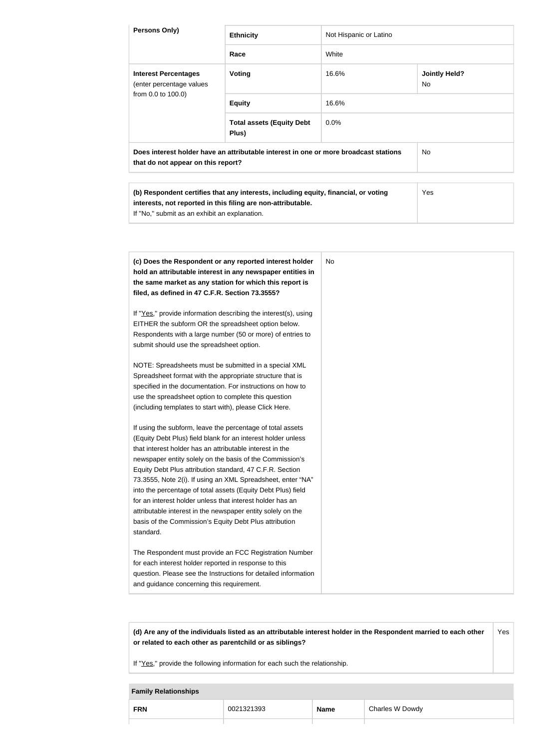| Persons Only) | Ethnicity | Not Hispanic or Latino | |
|---|---|---|---|
| | Race | White | |
| Interest Percentages (enter percentage values from 0.0 to 100.0) | Voting | 16.6% | Jointly Held? No |
| | Equity | 16.6% | |
| | Total assets (Equity Debt Plus) | 0.0% | |
| Does interest holder have an attributable interest in one or more broadcast stations that do not appear on this report? | | | No |

| (b) Respondent certifies that any interests, including equity, financial, or voting interests, not reported in this filing are non-attributable. If "No," submit as an exhibit an explanation. | Yes |
|---|---|

| (c) Does the Respondent or any reported interest holder hold an attributable interest in any newspaper entities in the same market as any station for which this report is filed, as defined in 47 C.F.R. Section 73.3555? | No |
|---|---|

If "Yes," provide information describing the interest(s), using EITHER the subform OR the spreadsheet option below. Respondents with a large number (50 or more) of entries to submit should use the spreadsheet option.

NOTE: Spreadsheets must be submitted in a special XML Spreadsheet format with the appropriate structure that is specified in the documentation. For instructions on how to use the spreadsheet option to complete this question (including templates to start with), please Click Here.

If using the subform, leave the percentage of total assets (Equity Debt Plus) field blank for an interest holder unless that interest holder has an attributable interest in the newspaper entity solely on the basis of the Commission's Equity Debt Plus attribution standard, 47 C.F.R. Section 73.3555, Note 2(i). If using an XML Spreadsheet, enter "NA" into the percentage of total assets (Equity Debt Plus) field for an interest holder unless that interest holder has an attributable interest in the newspaper entity solely on the basis of the Commission's Equity Debt Plus attribution standard.

The Respondent must provide an FCC Registration Number for each interest holder reported in response to this question. Please see the Instructions for detailed information and guidance concerning this requirement.

| (d) Are any of the individuals listed as an attributable interest holder in the Respondent married to each other or related to each other as parentchild or as siblings? | Yes |
|---|---|

If "Yes," provide the following information for each such the relationship.

| Family Relationships | | | |
|---|---|---|---|
| FRN | 0021321393 | Name | Charles W Dowdy |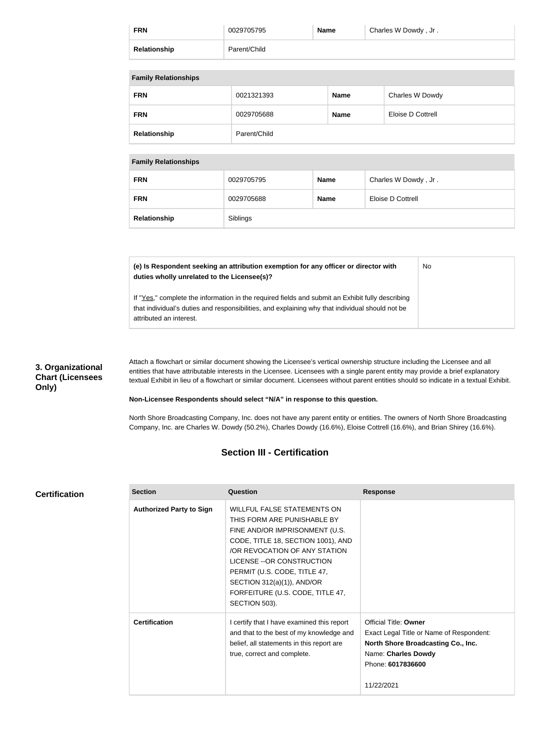| | | | |
|---|---|---|---|
| **FRN** | 0029705795 | **Name** | Charles W Dowdy , Jr . |
| **Relationship** | Parent/Child | | |

| **Family Relationships** | | | |
|---|---|---|---|
| **FRN** | 0021321393 | **Name** | Charles W Dowdy |
| **FRN** | 0029705688 | **Name** | Eloise D Cottrell |
| **Relationship** | Parent/Child | | |

| **Family Relationships** | | | |
|---|---|---|---|
| **FRN** | 0029705795 | **Name** | Charles W Dowdy , Jr . |
| **FRN** | 0029705688 | **Name** | Eloise D Cottrell |
| **Relationship** | Siblings | | |

| | |
|---|---|
| **(e) Is Respondent seeking an attribution exemption for any officer or director with duties wholly unrelated to the Licensee(s)?**<br><br>If "Yes," complete the information in the required fields and submit an Exhibit fully describing that individual's duties and responsibilities, and explaining why that individual should not be attributed an interest. | No |

**3. Organizational Chart (Licensees Only)**

Attach a flowchart or similar document showing the Licensee's vertical ownership structure including the Licensee and all entities that have attributable interests in the Licensee. Licensees with a single parent entity may provide a brief explanatory textual Exhibit in lieu of a flowchart or similar document. Licensees without parent entities should so indicate in a textual Exhibit.

**Non-Licensee Respondents should select "N/A" in response to this question.**

North Shore Broadcasting Company, Inc. does not have any parent entity or entities. The owners of North Shore Broadcasting Company, Inc. are Charles W. Dowdy (50.2%), Charles Dowdy (16.6%), Eloise Cottrell (16.6%), and Brian Shirey (16.6%).

## Section III - Certification

**Certification**

| Section | Question | Response |
|---|---|---|
| **Authorized Party to Sign** | WILLFUL FALSE STATEMENTS ON THIS FORM ARE PUNISHABLE BY FINE AND/OR IMPRISONMENT (U.S. CODE, TITLE 18, SECTION 1001), AND /OR REVOCATION OF ANY STATION LICENSE --OR CONSTRUCTION PERMIT (U.S. CODE, TITLE 47, SECTION 312(a)(1)), AND/OR FORFEITURE (U.S. CODE, TITLE 47, SECTION 503). | |
| **Certification** | I certify that I have examined this report and that to the best of my knowledge and belief, all statements in this report are true, correct and complete. | Official Title: **Owner**<br>Exact Legal Title or Name of Respondent: **North Shore Broadcasting Co., Inc.**<br>Name: **Charles Dowdy**<br>Phone: **6017836600**<br><br>11/22/2021 |